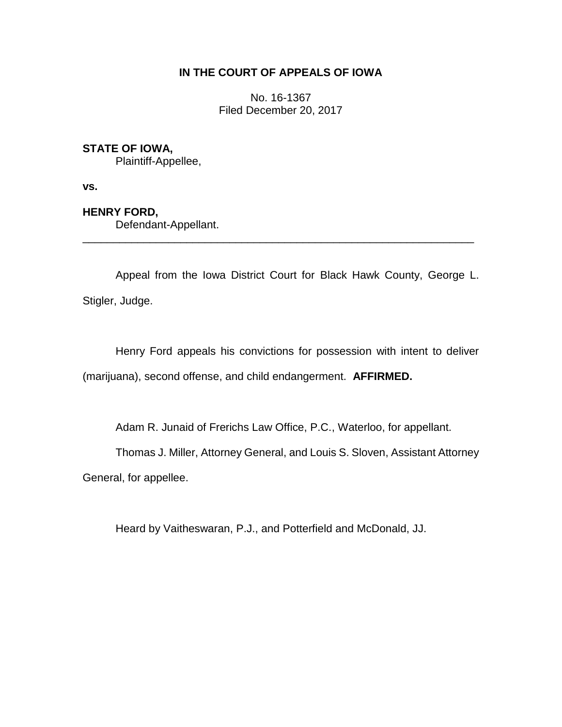**IN THE COURT OF APPEALS OF IOWA**

No. 16-1367
Filed December 20, 2017

**STATE OF IOWA,**
Plaintiff-Appellee,

**vs.**

**HENRY FORD,**
Defendant-Appellant.

---

Appeal from the Iowa District Court for Black Hawk County, George L. Stigler, Judge.

Henry Ford appeals his convictions for possession with intent to deliver (marijuana), second offense, and child endangerment. **AFFIRMED.**

Adam R. Junaid of Frerichs Law Office, P.C., Waterloo, for appellant.

Thomas J. Miller, Attorney General, and Louis S. Sloven, Assistant Attorney General, for appellee.

Heard by Vaitheswaran, P.J., and Potterfield and McDonald, JJ.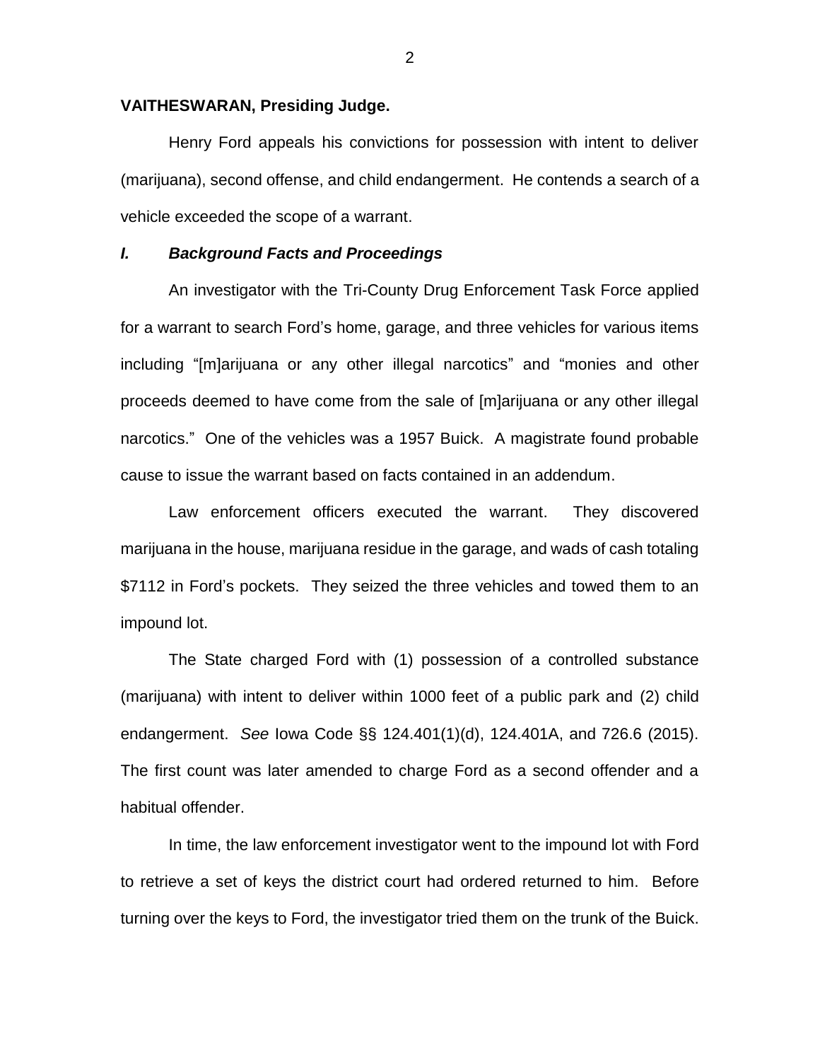**VAITHESWARAN, Presiding Judge.**

Henry Ford appeals his convictions for possession with intent to deliver (marijuana), second offense, and child endangerment. He contends a search of a vehicle exceeded the scope of a warrant.

### *I. Background Facts and Proceedings*

An investigator with the Tri-County Drug Enforcement Task Force applied for a warrant to search Ford's home, garage, and three vehicles for various items including "[m]arijuana or any other illegal narcotics" and "monies and other proceeds deemed to have come from the sale of [m]arijuana or any other illegal narcotics." One of the vehicles was a 1957 Buick. A magistrate found probable cause to issue the warrant based on facts contained in an addendum.

Law enforcement officers executed the warrant. They discovered marijuana in the house, marijuana residue in the garage, and wads of cash totaling $7112 in Ford's pockets. They seized the three vehicles and towed them to an impound lot.

The State charged Ford with (1) possession of a controlled substance (marijuana) with intent to deliver within 1000 feet of a public park and (2) child endangerment. *See* Iowa Code §§ 124.401(1)(d), 124.401A, and 726.6 (2015). The first count was later amended to charge Ford as a second offender and a habitual offender.

In time, the law enforcement investigator went to the impound lot with Ford to retrieve a set of keys the district court had ordered returned to him. Before turning over the keys to Ford, the investigator tried them on the trunk of the Buick.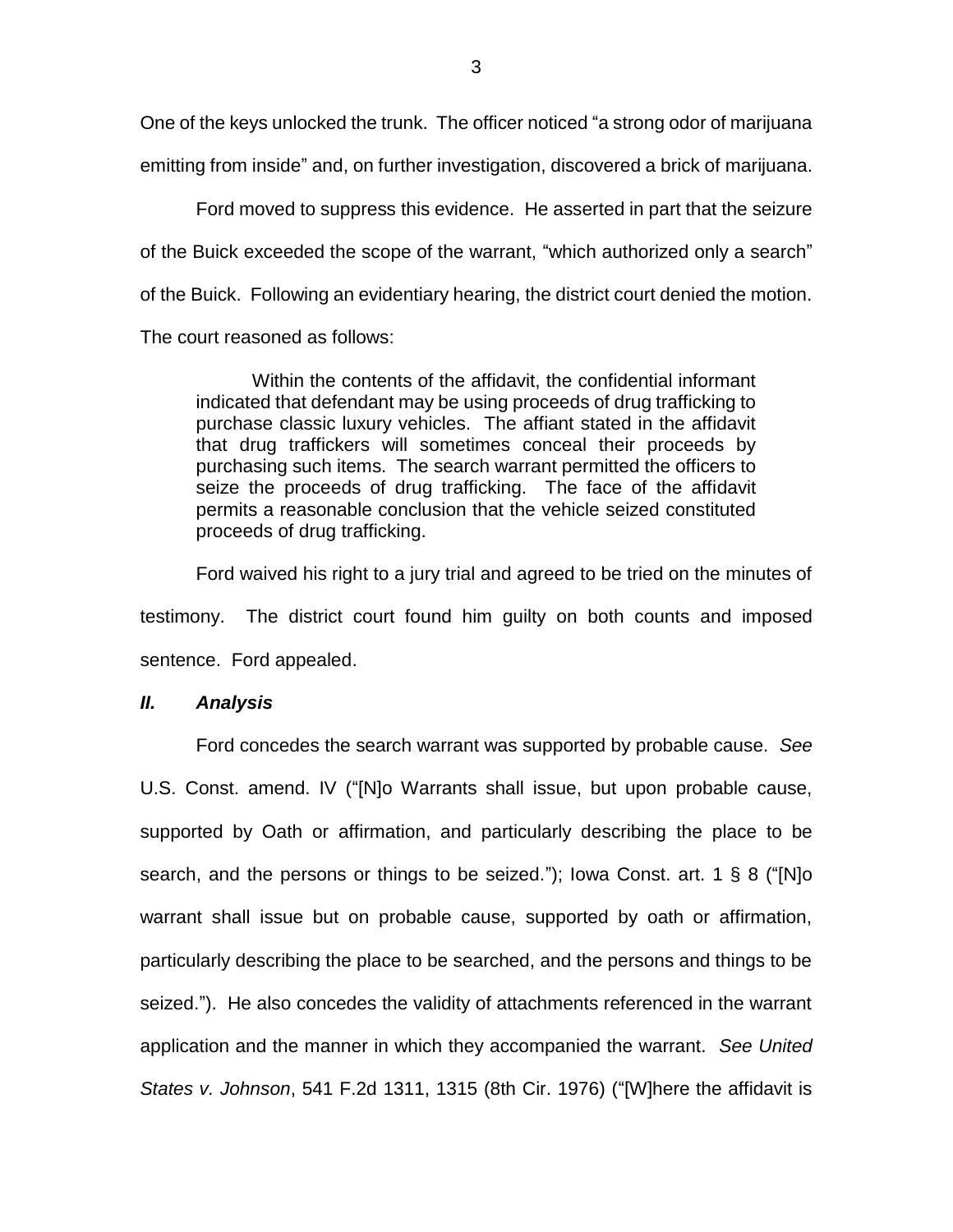One of the keys unlocked the trunk. The officer noticed "a strong odor of marijuana emitting from inside" and, on further investigation, discovered a brick of marijuana.

Ford moved to suppress this evidence. He asserted in part that the seizure of the Buick exceeded the scope of the warrant, "which authorized only a search" of the Buick. Following an evidentiary hearing, the district court denied the motion. The court reasoned as follows:

> Within the contents of the affidavit, the confidential informant indicated that defendant may be using proceeds of drug trafficking to purchase classic luxury vehicles. The affiant stated in the affidavit that drug traffickers will sometimes conceal their proceeds by purchasing such items. The search warrant permitted the officers to seize the proceeds of drug trafficking. The face of the affidavit permits a reasonable conclusion that the vehicle seized constituted proceeds of drug trafficking.

Ford waived his right to a jury trial and agreed to be tried on the minutes of testimony. The district court found him guilty on both counts and imposed sentence. Ford appealed.

## *II. Analysis*

Ford concedes the search warrant was supported by probable cause. *See* U.S. Const. amend. IV ("[N]o Warrants shall issue, but upon probable cause, supported by Oath or affirmation, and particularly describing the place to be search, and the persons or things to be seized."); Iowa Const. art. 1 § 8 ("[N]o warrant shall issue but on probable cause, supported by oath or affirmation, particularly describing the place to be searched, and the persons and things to be seized."). He also concedes the validity of attachments referenced in the warrant application and the manner in which they accompanied the warrant. *See United States v. Johnson*, 541 F.2d 1311, 1315 (8th Cir. 1976) ("[W]here the affidavit is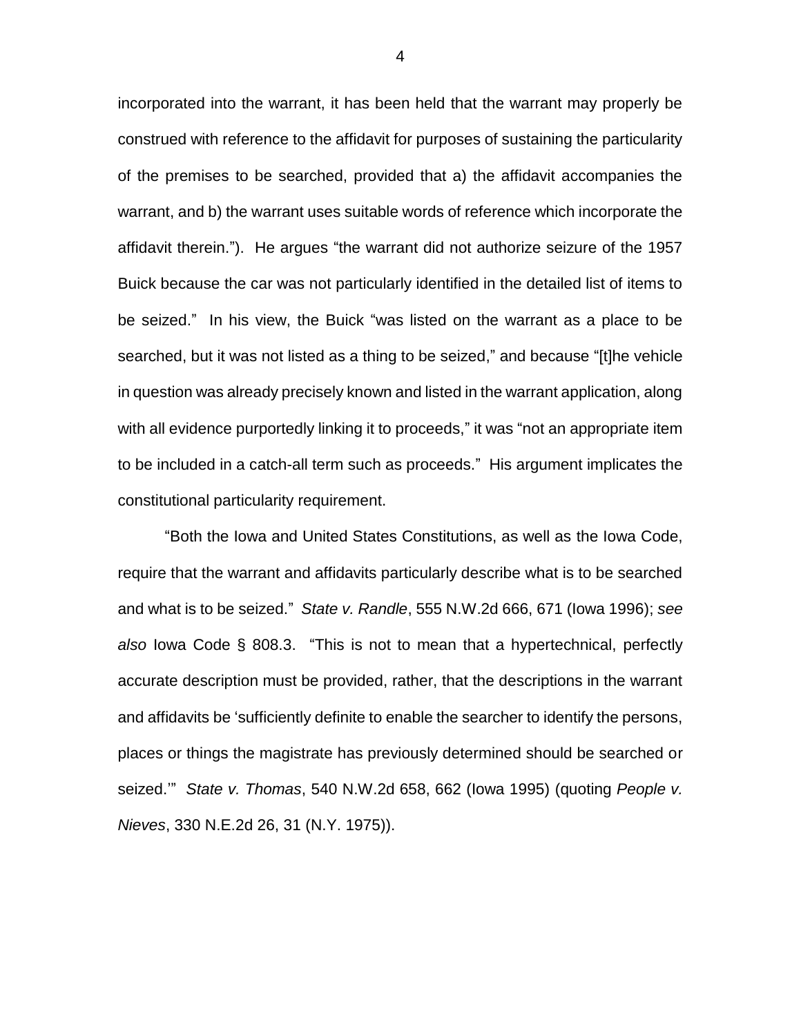incorporated into the warrant, it has been held that the warrant may properly be construed with reference to the affidavit for purposes of sustaining the particularity of the premises to be searched, provided that a) the affidavit accompanies the warrant, and b) the warrant uses suitable words of reference which incorporate the affidavit therein."). He argues "the warrant did not authorize seizure of the 1957 Buick because the car was not particularly identified in the detailed list of items to be seized." In his view, the Buick "was listed on the warrant as a place to be searched, but it was not listed as a thing to be seized," and because "[t]he vehicle in question was already precisely known and listed in the warrant application, along with all evidence purportedly linking it to proceeds," it was "not an appropriate item to be included in a catch-all term such as proceeds." His argument implicates the constitutional particularity requirement.

"Both the Iowa and United States Constitutions, as well as the Iowa Code, require that the warrant and affidavits particularly describe what is to be searched and what is to be seized." *State v. Randle*, 555 N.W.2d 666, 671 (Iowa 1996); *see also* Iowa Code § 808.3. "This is not to mean that a hypertechnical, perfectly accurate description must be provided, rather, that the descriptions in the warrant and affidavits be 'sufficiently definite to enable the searcher to identify the persons, places or things the magistrate has previously determined should be searched or seized.'" *State v. Thomas*, 540 N.W.2d 658, 662 (Iowa 1995) (quoting *People v. Nieves*, 330 N.E.2d 26, 31 (N.Y. 1975)).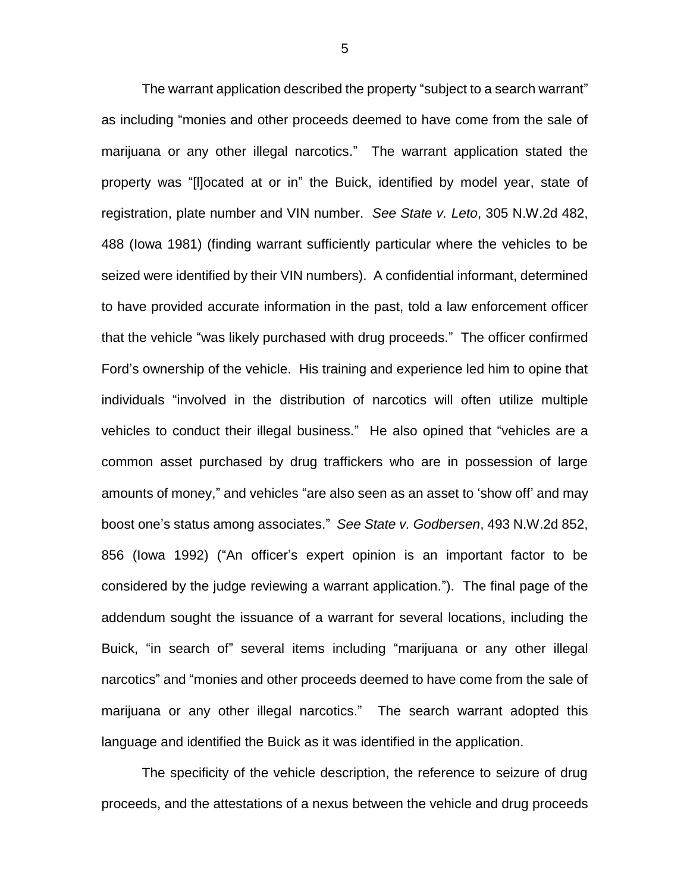The warrant application described the property "subject to a search warrant" as including "monies and other proceeds deemed to have come from the sale of marijuana or any other illegal narcotics." The warrant application stated the property was "[l]ocated at or in" the Buick, identified by model year, state of registration, plate number and VIN number. *See State v. Leto*, 305 N.W.2d 482, 488 (Iowa 1981) (finding warrant sufficiently particular where the vehicles to be seized were identified by their VIN numbers). A confidential informant, determined to have provided accurate information in the past, told a law enforcement officer that the vehicle "was likely purchased with drug proceeds." The officer confirmed Ford's ownership of the vehicle. His training and experience led him to opine that individuals "involved in the distribution of narcotics will often utilize multiple vehicles to conduct their illegal business." He also opined that "vehicles are a common asset purchased by drug traffickers who are in possession of large amounts of money," and vehicles "are also seen as an asset to 'show off' and may boost one's status among associates." *See State v. Godbersen*, 493 N.W.2d 852, 856 (Iowa 1992) ("An officer's expert opinion is an important factor to be considered by the judge reviewing a warrant application."). The final page of the addendum sought the issuance of a warrant for several locations, including the Buick, "in search of" several items including "marijuana or any other illegal narcotics" and "monies and other proceeds deemed to have come from the sale of marijuana or any other illegal narcotics." The search warrant adopted this language and identified the Buick as it was identified in the application.

The specificity of the vehicle description, the reference to seizure of drug proceeds, and the attestations of a nexus between the vehicle and drug proceeds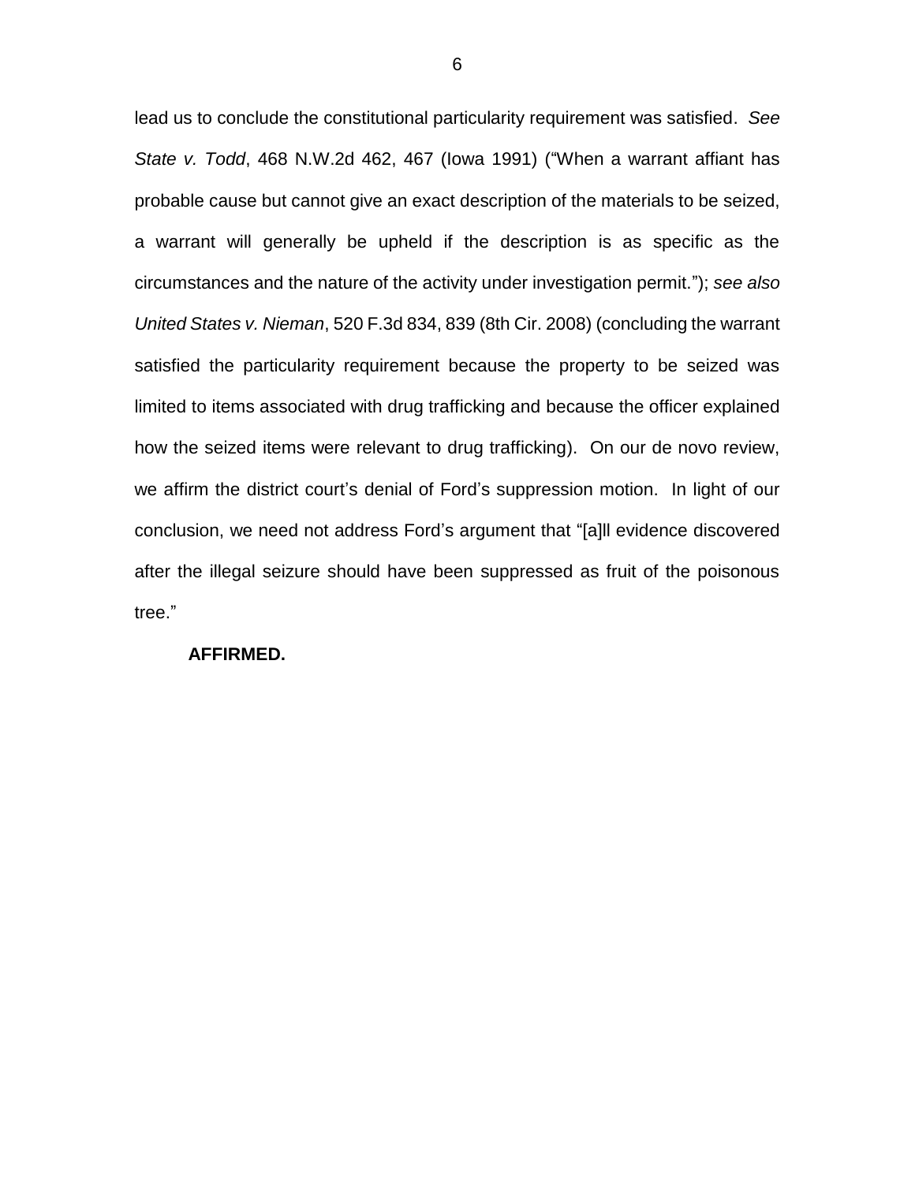lead us to conclude the constitutional particularity requirement was satisfied. *See State v. Todd*, 468 N.W.2d 462, 467 (Iowa 1991) ("When a warrant affiant has probable cause but cannot give an exact description of the materials to be seized, a warrant will generally be upheld if the description is as specific as the circumstances and the nature of the activity under investigation permit."); *see also United States v. Nieman*, 520 F.3d 834, 839 (8th Cir. 2008) (concluding the warrant satisfied the particularity requirement because the property to be seized was limited to items associated with drug trafficking and because the officer explained how the seized items were relevant to drug trafficking). On our de novo review, we affirm the district court's denial of Ford's suppression motion. In light of our conclusion, we need not address Ford's argument that "[a]ll evidence discovered after the illegal seizure should have been suppressed as fruit of the poisonous tree."

**AFFIRMED.**